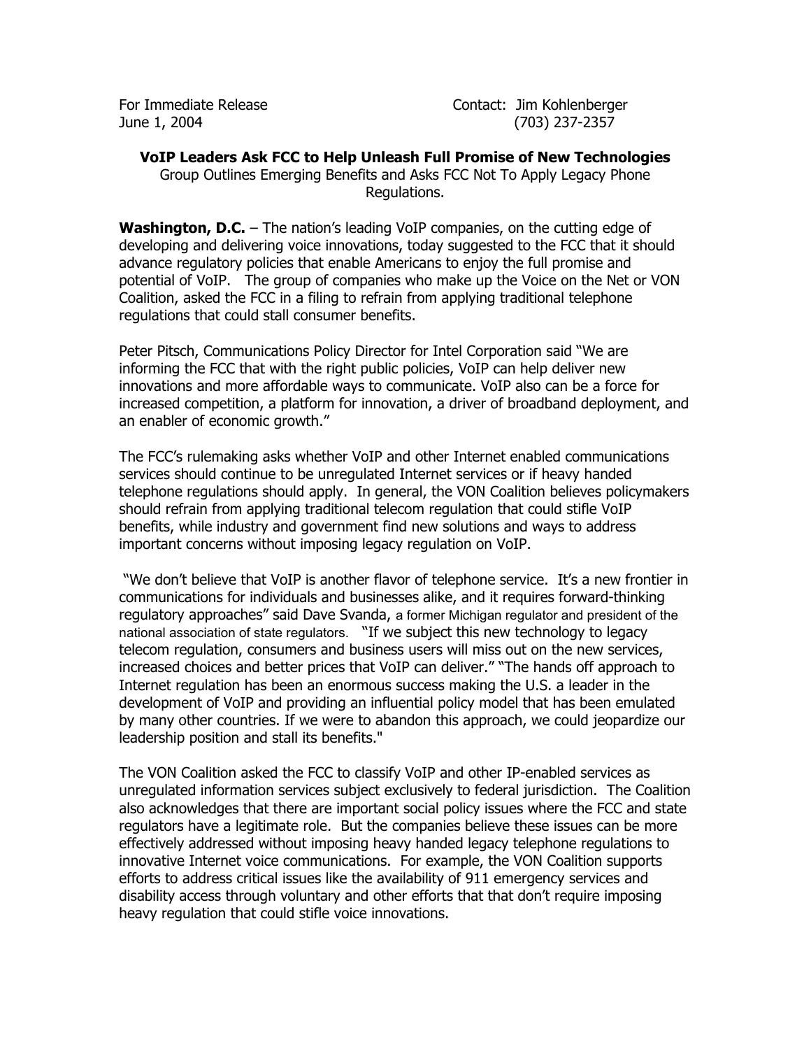For Immediate Release
June 1, 2004

Contact: Jim Kohlenberger
(703) 237-2357

**VoIP Leaders Ask FCC to Help Unleash Full Promise of New Technologies**

Group Outlines Emerging Benefits and Asks FCC Not To Apply Legacy Phone Regulations.

**Washington, D.C.** – The nation's leading VoIP companies, on the cutting edge of developing and delivering voice innovations, today suggested to the FCC that it should advance regulatory policies that enable Americans to enjoy the full promise and potential of VoIP. The group of companies who make up the Voice on the Net or VON Coalition, asked the FCC in a filing to refrain from applying traditional telephone regulations that could stall consumer benefits.

Peter Pitsch, Communications Policy Director for Intel Corporation said "We are informing the FCC that with the right public policies, VoIP can help deliver new innovations and more affordable ways to communicate. VoIP also can be a force for increased competition, a platform for innovation, a driver of broadband deployment, and an enabler of economic growth."

The FCC's rulemaking asks whether VoIP and other Internet enabled communications services should continue to be unregulated Internet services or if heavy handed telephone regulations should apply. In general, the VON Coalition believes policymakers should refrain from applying traditional telecom regulation that could stifle VoIP benefits, while industry and government find new solutions and ways to address important concerns without imposing legacy regulation on VoIP.

"We don't believe that VoIP is another flavor of telephone service. It's a new frontier in communications for individuals and businesses alike, and it requires forward-thinking regulatory approaches" said Dave Svanda, a former Michigan regulator and president of the national association of state regulators. "If we subject this new technology to legacy telecom regulation, consumers and business users will miss out on the new services, increased choices and better prices that VoIP can deliver." "The hands off approach to Internet regulation has been an enormous success making the U.S. a leader in the development of VoIP and providing an influential policy model that has been emulated by many other countries. If we were to abandon this approach, we could jeopardize our leadership position and stall its benefits."

The VON Coalition asked the FCC to classify VoIP and other IP-enabled services as unregulated information services subject exclusively to federal jurisdiction. The Coalition also acknowledges that there are important social policy issues where the FCC and state regulators have a legitimate role. But the companies believe these issues can be more effectively addressed without imposing heavy handed legacy telephone regulations to innovative Internet voice communications. For example, the VON Coalition supports efforts to address critical issues like the availability of 911 emergency services and disability access through voluntary and other efforts that that don't require imposing heavy regulation that could stifle voice innovations.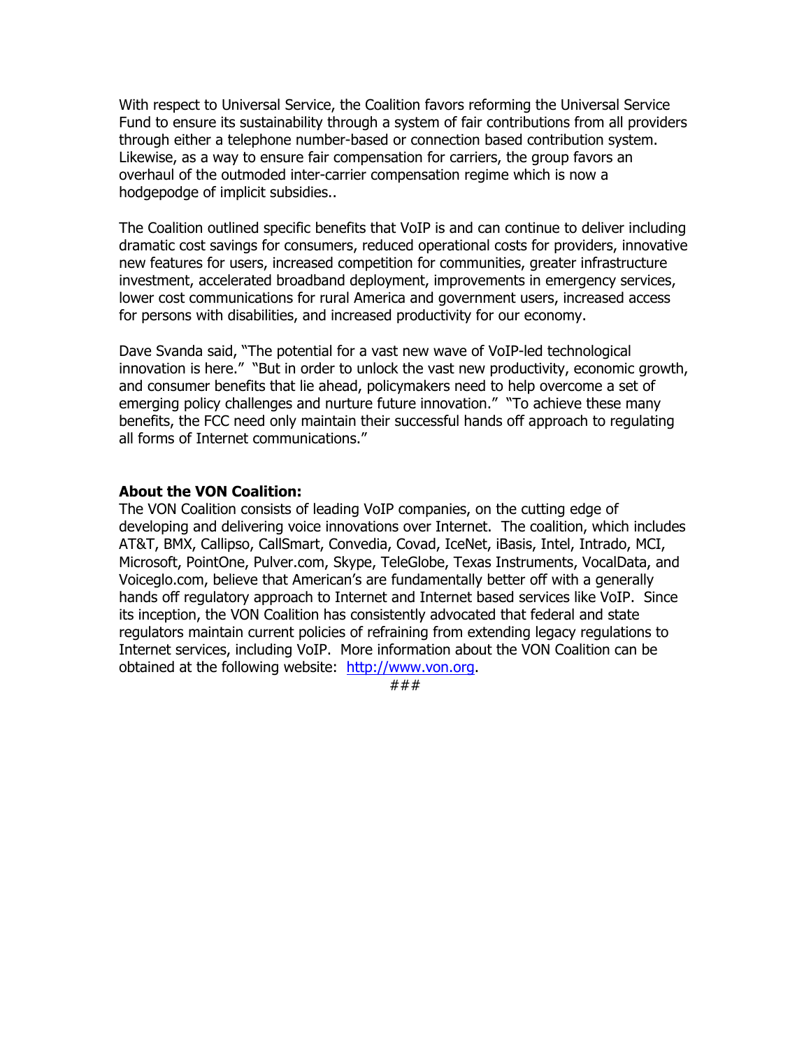With respect to Universal Service, the Coalition favors reforming the Universal Service Fund to ensure its sustainability through a system of fair contributions from all providers through either a telephone number-based or connection based contribution system. Likewise, as a way to ensure fair compensation for carriers, the group favors an overhaul of the outmoded inter-carrier compensation regime which is now a hodgepodge of implicit subsidies..

The Coalition outlined specific benefits that VoIP is and can continue to deliver including dramatic cost savings for consumers, reduced operational costs for providers, innovative new features for users, increased competition for communities, greater infrastructure investment, accelerated broadband deployment, improvements in emergency services, lower cost communications for rural America and government users, increased access for persons with disabilities, and increased productivity for our economy.

Dave Svanda said, "The potential for a vast new wave of VoIP-led technological innovation is here." "But in order to unlock the vast new productivity, economic growth, and consumer benefits that lie ahead, policymakers need to help overcome a set of emerging policy challenges and nurture future innovation." "To achieve these many benefits, the FCC need only maintain their successful hands off approach to regulating all forms of Internet communications."

**About the VON Coalition:**
The VON Coalition consists of leading VoIP companies, on the cutting edge of developing and delivering voice innovations over Internet. The coalition, which includes AT&T, BMX, Callipso, CallSmart, Convedia, Covad, IceNet, iBasis, Intel, Intrado, MCI, Microsoft, PointOne, Pulver.com, Skype, TeleGlobe, Texas Instruments, VocalData, and Voiceglo.com, believe that American's are fundamentally better off with a generally hands off regulatory approach to Internet and Internet based services like VoIP. Since its inception, the VON Coalition has consistently advocated that federal and state regulators maintain current policies of refraining from extending legacy regulations to Internet services, including VoIP. More information about the VON Coalition can be obtained at the following website: http://www.von.org.

###